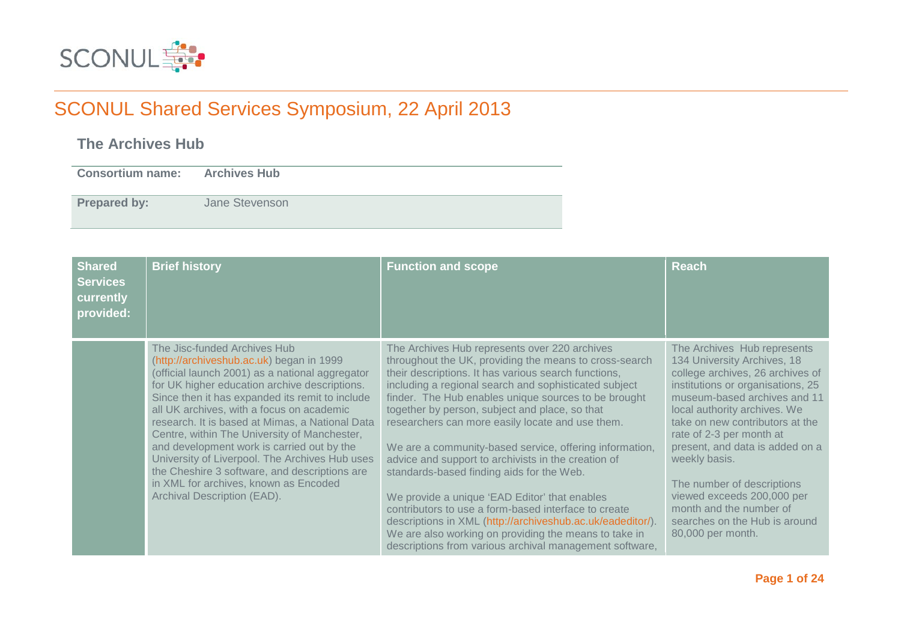# SCONUL Shared Services Symposium, 22 April 2013

## The Archives Hub

| | |
|---|---|
| **Consortium name:** | **Archives Hub** |
| **Prepared by:** | Jane Stevenson |

| Shared Services currently provided: | Brief history | Function and scope | Reach |
|---|---|---|---|
| | The Jisc-funded Archives Hub (http://archiveshub.ac.uk) began in 1999 (official launch 2001) as a national aggregator for UK higher education archive descriptions. Since then it has expanded its remit to include all UK archives, with a focus on academic research. It is based at Mimas, a National Data Centre, within The University of Manchester, and development work is carried out by the University of Liverpool. The Archives Hub uses the Cheshire 3 software, and descriptions are in XML for archives, known as Encoded Archival Description (EAD). | The Archives Hub represents over 220 archives throughout the UK, providing the means to cross-search their descriptions. It has various search functions, including a regional search and sophisticated subject finder. The Hub enables unique sources to be brought together by person, subject and place, so that researchers can more easily locate and use them.<br><br>We are a community-based service, offering information, advice and support to archivists in the creation of standards-based finding aids for the Web.<br><br>We provide a unique 'EAD Editor' that enables contributors to use a form-based interface to create descriptions in XML (http://archiveshub.ac.uk/eadeditor/). We are also working on providing the means to take in descriptions from various archival management software, | The Archives Hub represents 134 University Archives, 18 college archives, 26 archives of institutions or organisations, 25 museum-based archives and 11 local authority archives. We take on new contributors at the rate of 2-3 per month at present, and data is added on a weekly basis.<br><br>The number of descriptions viewed exceeds 200,000 per month and the number of searches on the Hub is around 80,000 per month. |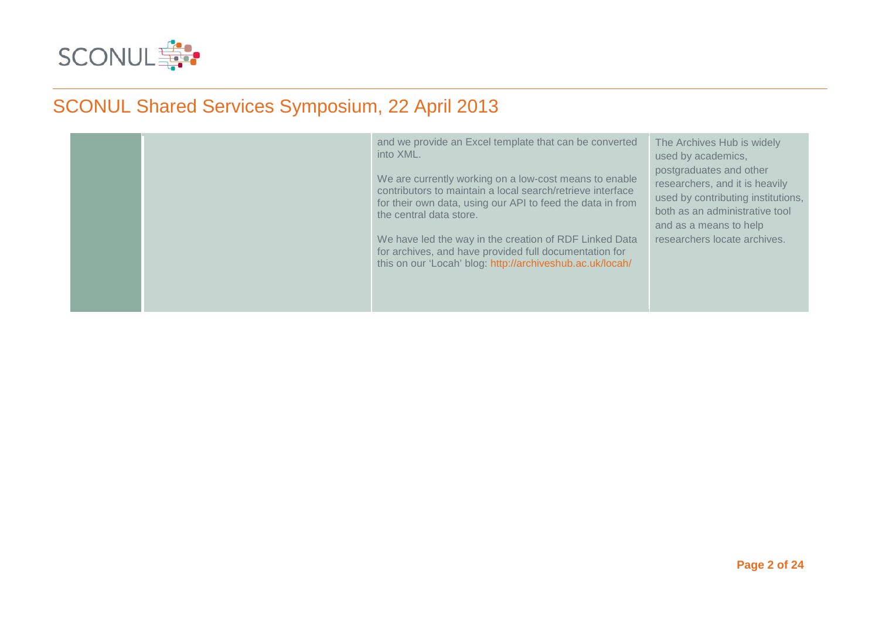# SCONUL Shared Services Symposium, 22 April 2013

| | | | |
|---|---|---|---|
| | | and we provide an Excel template that can be converted into XML.<br><br>We are currently working on a low-cost means to enable contributors to maintain a local search/retrieve interface for their own data, using our API to feed the data in from the central data store.<br><br>We have led the way in the creation of RDF Linked Data for archives, and have provided full documentation for this on our 'Locah' blog: http://archiveshub.ac.uk/locah/ | The Archives Hub is widely used by academics, postgraduates and other researchers, and it is heavily used by contributing institutions, both as an administrative tool and as a means to help researchers locate archives. |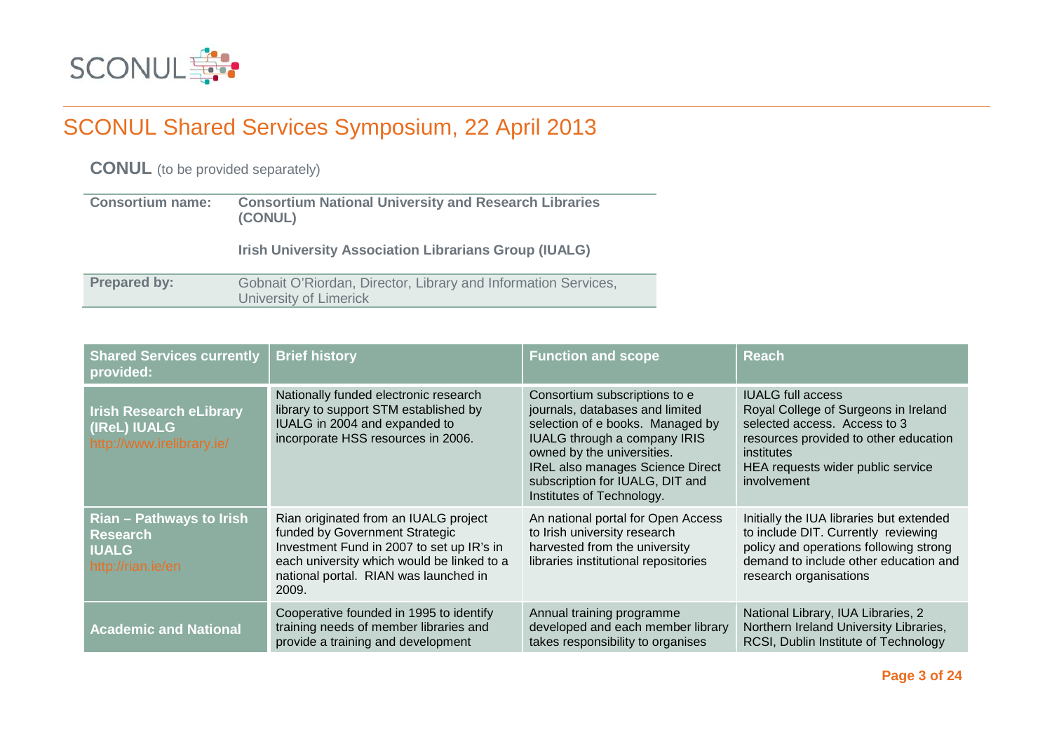## SCONUL Shared Services Symposium, 22 April 2013

**CONUL** (to be provided separately)

| **Consortium name:** | **Consortium National University and Research Libraries (CONUL)**<br><br>**Irish University Association Librarians Group (IUALG)** |
|---|---|
| **Prepared by:** | Gobnait O'Riordan, Director, Library and Information Services, University of Limerick |

| Shared Services currently provided: | Brief history | Function and scope | Reach |
|---|---|---|---|
| **Irish Research eLibrary (IReL) IUALG** http://www.irelibrary.ie/ | Nationally funded electronic research library to support STM established by IUALG in 2004 and expanded to incorporate HSS resources in 2006. | Consortium subscriptions to e journals, databases and limited selection of e books. Managed by IUALG through a company IRIS owned by the universities.<br>IReL also manages Science Direct subscription for IUALG, DIT and Institutes of Technology. | IUALG full access<br>Royal College of Surgeons in Ireland selected access. Access to 3 resources provided to other education institutes<br>HEA requests wider public service involvement |
| **Rian – Pathways to Irish Research IUALG** http://rian.ie/en | Rian originated from an IUALG project funded by Government Strategic Investment Fund in 2007 to set up IR's in each university which would be linked to a national portal. RIAN was launched in 2009. | An national portal for Open Access to Irish university research harvested from the university libraries institutional repositories | Initially the IUA libraries but extended to include DIT. Currently reviewing policy and operations following strong demand to include other education and research organisations |
| **Academic and National** | Cooperative founded in 1995 to identify training needs of member libraries and provide a training and development | Annual training programme developed and each member library takes responsibility to organises | National Library, IUA Libraries, 2 Northern Ireland University Libraries, RCSI, Dublin Institute of Technology |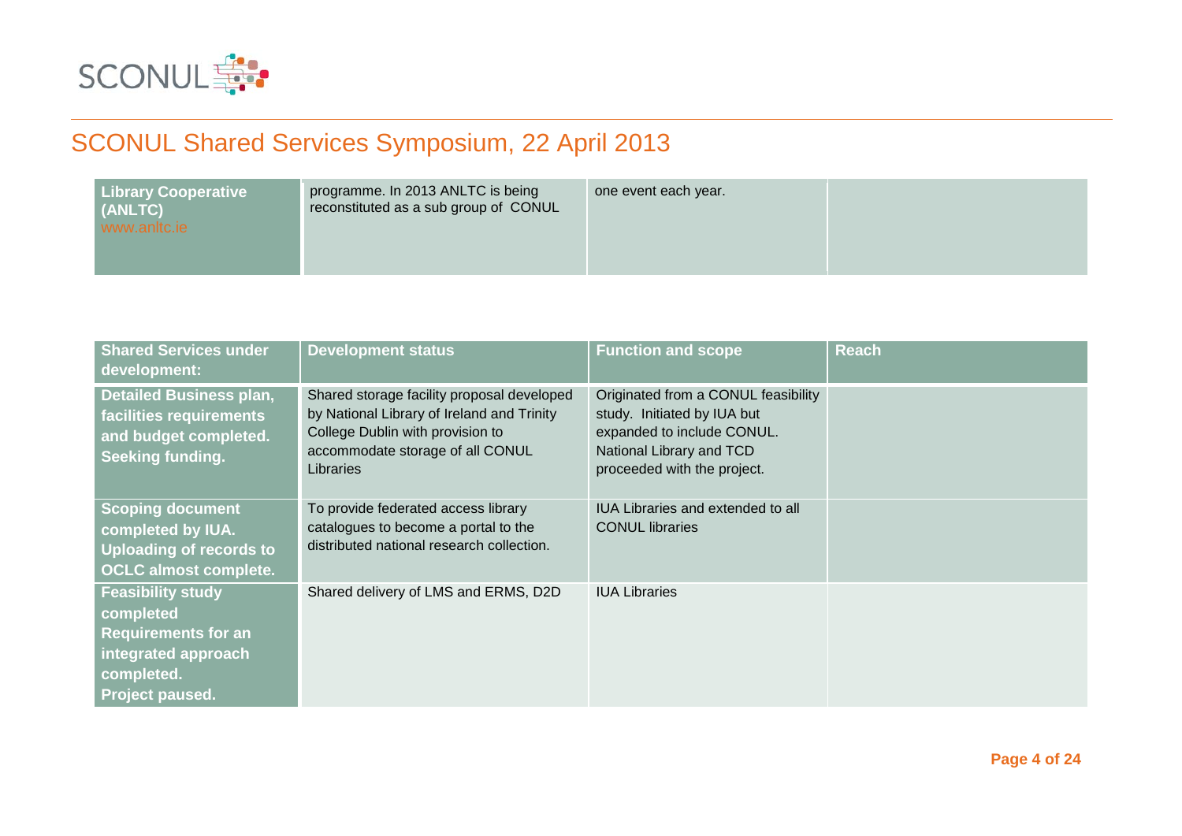| Library Cooperative (ANLTC) www.anltc.ie | programme. In 2013 ANLTC is being reconstituted as a sub group of CONUL | one event each year. | |
|---|---|---|---|

| Shared Services under development: | Development status | Function and scope | Reach |
|---|---|---|---|
| **Detailed Business plan, facilities requirements and budget completed. Seeking funding.** | Shared storage facility proposal developed by National Library of Ireland and Trinity College Dublin with provision to accommodate storage of all CONUL Libraries | Originated from a CONUL feasibility study. Initiated by IUA but expanded to include CONUL. National Library and TCD proceeded with the project. | |
| **Scoping document completed by IUA. Uploading of records to OCLC almost complete.** | To provide federated access library catalogues to become a portal to the distributed national research collection. | IUA Libraries and extended to all CONUL libraries | |
| **Feasibility study completed Requirements for an integrated approach completed. Project paused.** | Shared delivery of LMS and ERMS, D2D | IUA Libraries | |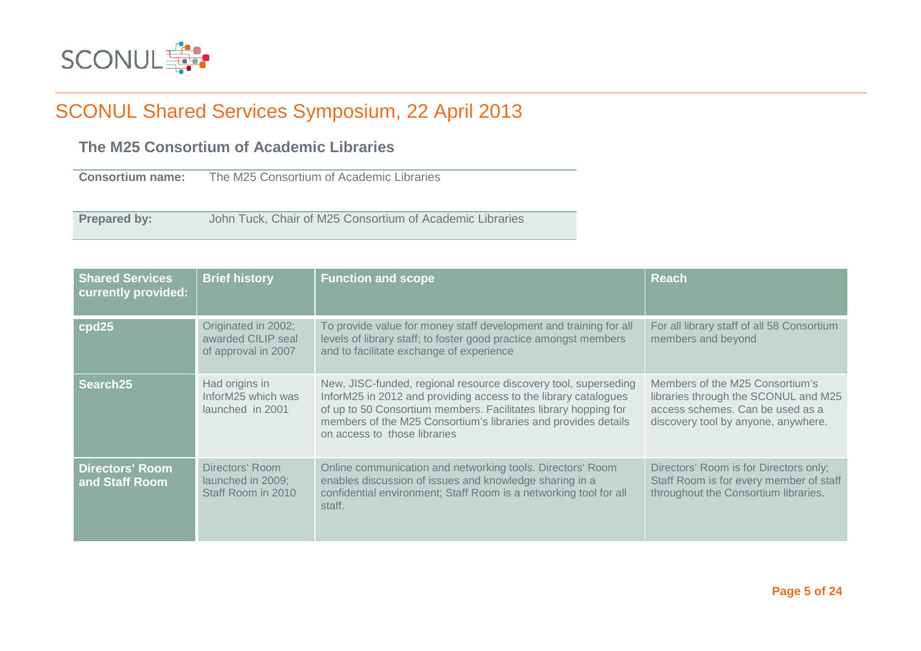# SCONUL Shared Services Symposium, 22 April 2013

## The M25 Consortium of Academic Libraries

| | |
|---|---|
| **Consortium name:** | The M25 Consortium of Academic Libraries |
| **Prepared by:** | John Tuck, Chair of M25 Consortium of Academic Libraries |

| Shared Services currently provided: | Brief history | Function and scope | Reach |
|---|---|---|---|
| **cpd25** | Originated in 2002; awarded CILIP seal of approval in 2007 | To provide value for money staff development and training for all levels of library staff; to foster good practice amongst members and to facilitate exchange of experience | For all library staff of all 58 Consortium members and beyond |
| **Search25** | Had origins in InforM25 which was launched in 2001 | New, JISC-funded, regional resource discovery tool, superseding InforM25 in 2012 and providing access to the library catalogues of up to 50 Consortium members. Facilitates library hopping for members of the M25 Consortium's libraries and provides details on access to those libraries | Members of the M25 Consortium's libraries through the SCONUL and M25 access schemes. Can be used as a discovery tool by anyone, anywhere. |
| **Directors' Room and Staff Room** | Directors' Room launched in 2009; Staff Room in 2010 | Online communication and networking tools. Directors' Room enables discussion of issues and knowledge sharing in a confidential environment; Staff Room is a networking tool for all staff. | Directors' Room is for Directors only; Staff Room is for every member of staff throughout the Consortium libraries. |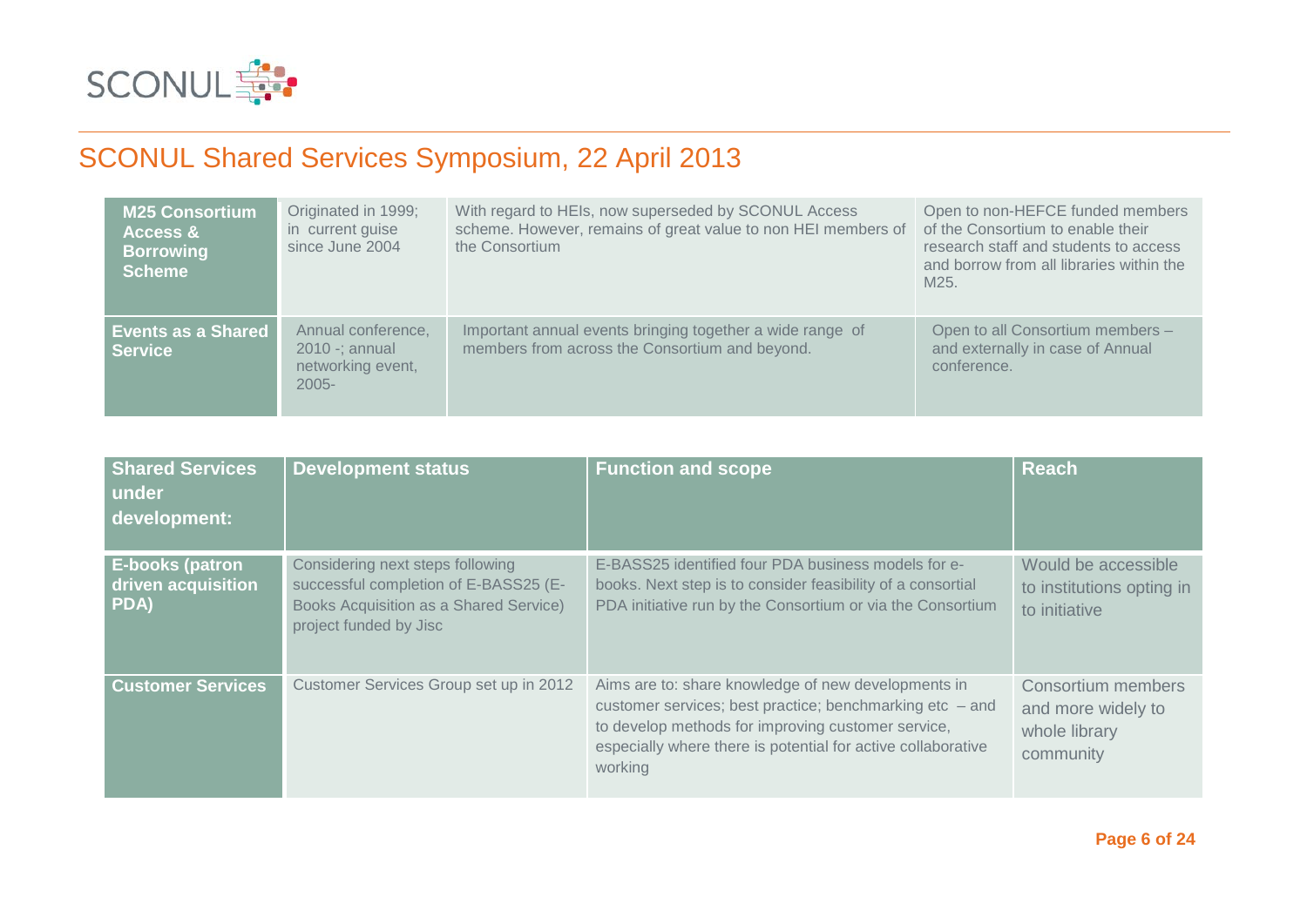## SCONUL Shared Services Symposium, 22 April 2013

| | | | |
|---|---|---|---|
| **M25 Consortium Access & Borrowing Scheme** | Originated in 1999; in current guise since June 2004 | With regard to HEIs, now superseded by SCONUL Access scheme. However, remains of great value to non HEI members of the Consortium | Open to non-HEFCE funded members of the Consortium to enable their research staff and students to access and borrow from all libraries within the M25. |
| **Events as a Shared Service** | Annual conference, 2010 -; annual networking event, 2005- | Important annual events bringing together a wide range of members from across the Consortium and beyond. | Open to all Consortium members – and externally in case of Annual conference. |

| Shared Services under development: | Development status | Function and scope | Reach |
|---|---|---|---|
| **E-books (patron driven acquisition PDA)** | Considering next steps following successful completion of E-BASS25 (E-Books Acquisition as a Shared Service) project funded by Jisc | E-BASS25 identified four PDA business models for e-books. Next step is to consider feasibility of a consortial PDA initiative run by the Consortium or via the Consortium | Would be accessible to institutions opting in to initiative |
| **Customer Services** | Customer Services Group set up in 2012 | Aims are to: share knowledge of new developments in customer services; best practice; benchmarking etc – and to develop methods for improving customer service, especially where there is potential for active collaborative working | Consortium members and more widely to whole library community |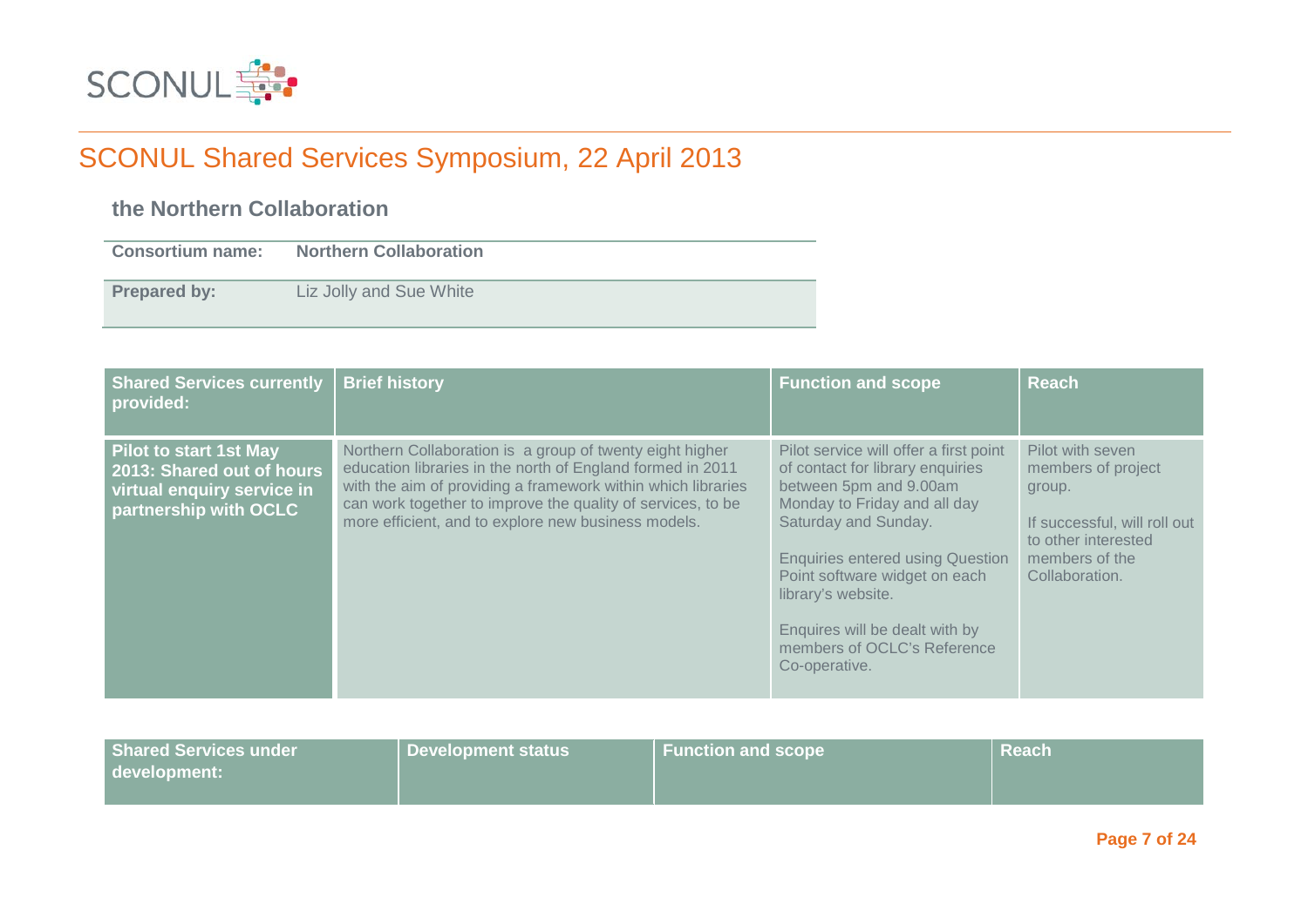## SCONUL Shared Services Symposium, 22 April 2013

### the Northern Collaboration

| Consortium name: | Northern Collaboration |
|---|---|
| Prepared by: | Liz Jolly and Sue White |

| Shared Services currently provided: | Brief history | Function and scope | Reach |
|---|---|---|---|
| **Pilot to start 1st May 2013: Shared out of hours virtual enquiry service in partnership with OCLC** | Northern Collaboration is a group of twenty eight higher education libraries in the north of England formed in 2011 with the aim of providing a framework within which libraries can work together to improve the quality of services, to be more efficient, and to explore new business models. | Pilot service will offer a first point of contact for library enquiries between 5pm and 9.00am Monday to Friday and all day Saturday and Sunday.<br><br>Enquiries entered using Question Point software widget on each library's website.<br><br>Enquires will be dealt with by members of OCLC's Reference Co-operative. | Pilot with seven members of project group.<br><br>If successful, will roll out to other interested members of the Collaboration. |

| Shared Services under development: | Development status | Function and scope | Reach |
|---|---|---|---|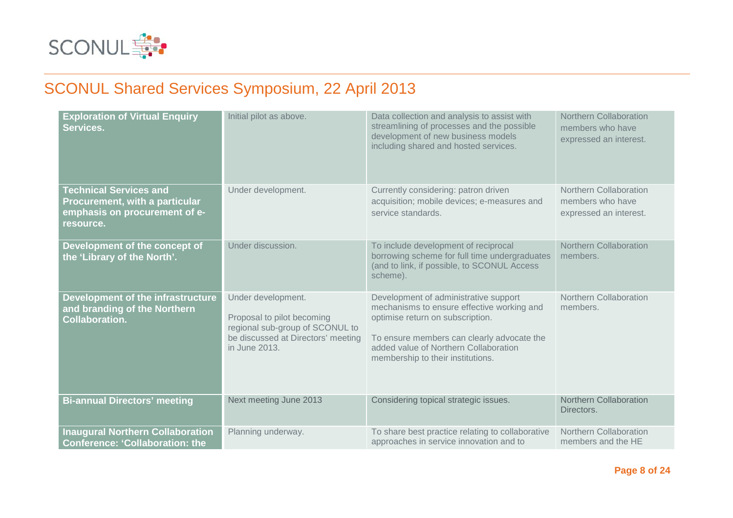## SCONUL Shared Services Symposium, 22 April 2013

| | | | |
|---|---|---|---|
| **Exploration of Virtual Enquiry Services.** | Initial pilot as above. | Data collection and analysis to assist with streamlining of processes and the possible development of new business models including shared and hosted services. | Northern Collaboration members who have expressed an interest. |
| **Technical Services and Procurement, with a particular emphasis on procurement of e-resource.** | Under development. | Currently considering: patron driven acquisition; mobile devices; e-measures and service standards. | Northern Collaboration members who have expressed an interest. |
| **Development of the concept of the 'Library of the North'.** | Under discussion. | To include development of reciprocal borrowing scheme for full time undergraduates (and to link, if possible, to SCONUL Access scheme). | Northern Collaboration members. |
| **Development of the infrastructure and branding of the Northern Collaboration.** | Under development.<br><br>Proposal to pilot becoming regional sub-group of SCONUL to be discussed at Directors' meeting in June 2013. | Development of administrative support mechanisms to ensure effective working and optimise return on subscription.<br><br>To ensure members can clearly advocate the added value of Northern Collaboration membership to their institutions. | Northern Collaboration members. |
| **Bi-annual Directors' meeting** | Next meeting June 2013 | Considering topical strategic issues. | Northern Collaboration Directors. |
| **Inaugural Northern Collaboration Conference: 'Collaboration: the** | Planning underway. | To share best practice relating to collaborative approaches in service innovation and to | Northern Collaboration members and the HE |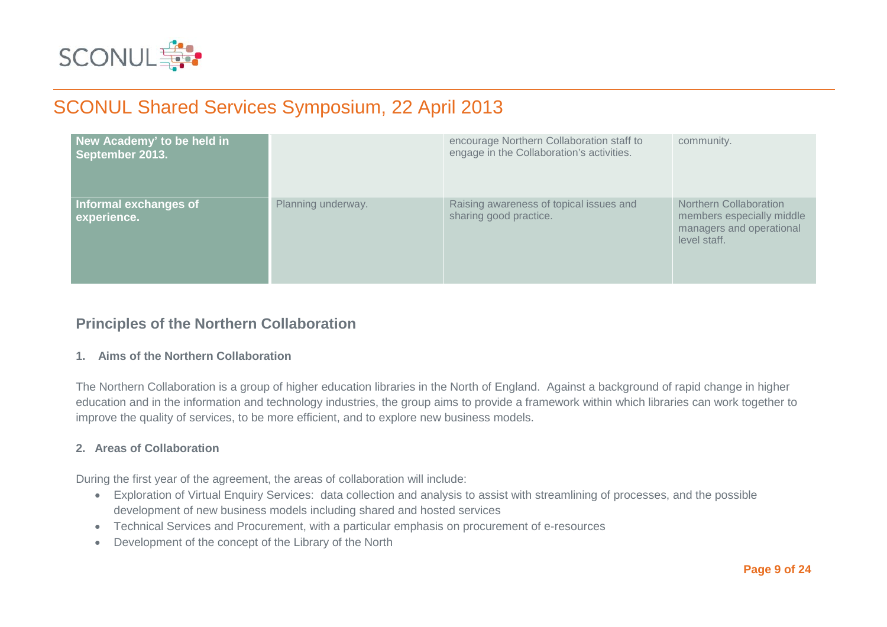| | | | |
|---|---|---|---|
| **New Academy' to be held in September 2013.** | | encourage Northern Collaboration staff to engage in the Collaboration's activities. | community. |
| **Informal exchanges of experience.** | Planning underway. | Raising awareness of topical issues and sharing good practice. | Northern Collaboration members especially middle managers and operational level staff. |

## Principles of the Northern Collaboration

### 1. Aims of the Northern Collaboration

The Northern Collaboration is a group of higher education libraries in the North of England. Against a background of rapid change in higher education and in the information and technology industries, the group aims to provide a framework within which libraries can work together to improve the quality of services, to be more efficient, and to explore new business models.

### 2. Areas of Collaboration

During the first year of the agreement, the areas of collaboration will include:

- Exploration of Virtual Enquiry Services: data collection and analysis to assist with streamlining of processes, and the possible development of new business models including shared and hosted services
- Technical Services and Procurement, with a particular emphasis on procurement of e-resources
- Development of the concept of the Library of the North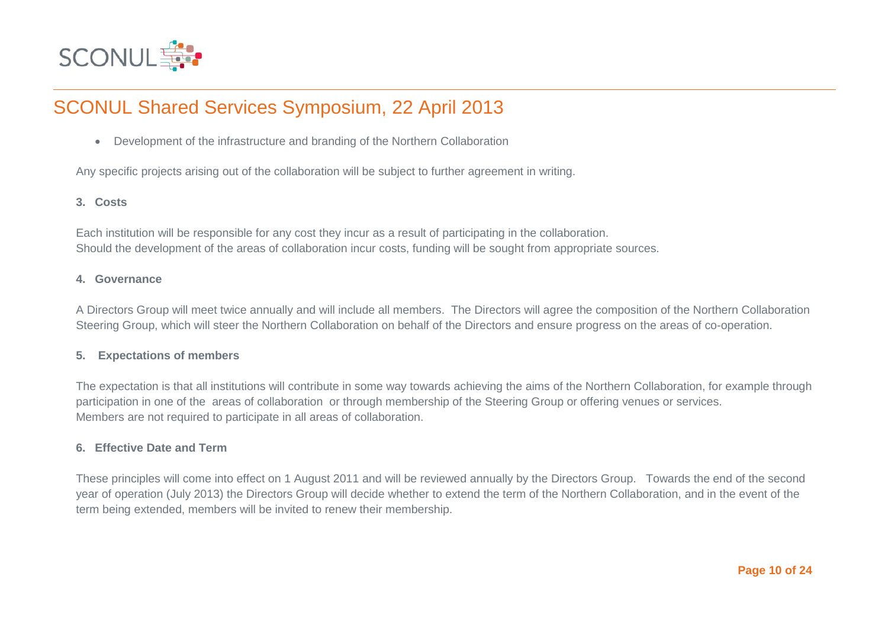- Development of the infrastructure and branding of the Northern Collaboration

Any specific projects arising out of the collaboration will be subject to further agreement in writing.

**3. Costs**

Each institution will be responsible for any cost they incur as a result of participating in the collaboration.
Should the development of the areas of collaboration incur costs, funding will be sought from appropriate sources.

**4. Governance**

A Directors Group will meet twice annually and will include all members. The Directors will agree the composition of the Northern Collaboration Steering Group, which will steer the Northern Collaboration on behalf of the Directors and ensure progress on the areas of co-operation.

**5. Expectations of members**

The expectation is that all institutions will contribute in some way towards achieving the aims of the Northern Collaboration, for example through participation in one of the areas of collaboration or through membership of the Steering Group or offering venues or services.
Members are not required to participate in all areas of collaboration.

**6. Effective Date and Term**

These principles will come into effect on 1 August 2011 and will be reviewed annually by the Directors Group. Towards the end of the second year of operation (July 2013) the Directors Group will decide whether to extend the term of the Northern Collaboration, and in the event of the term being extended, members will be invited to renew their membership.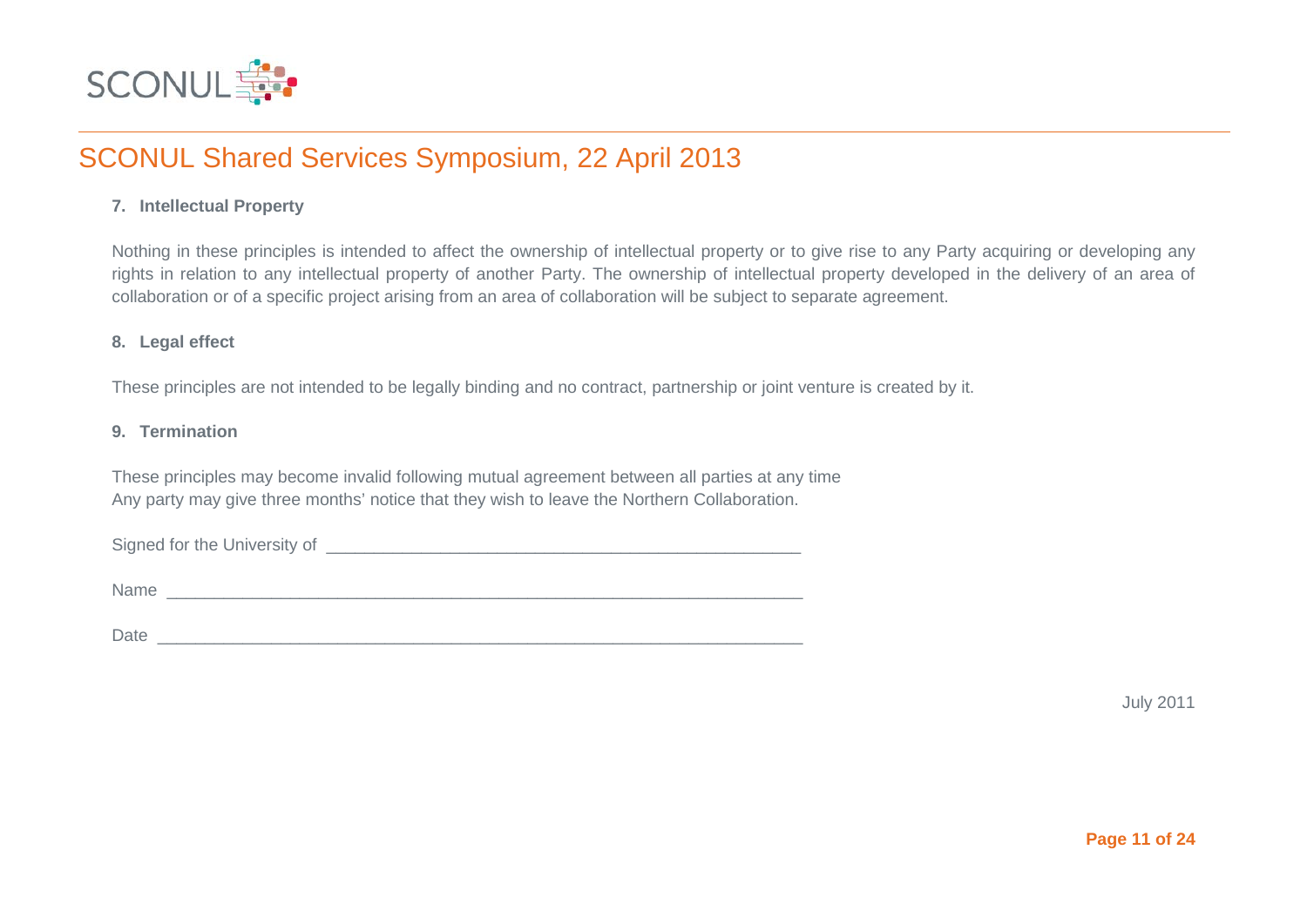**7. Intellectual Property**

Nothing in these principles is intended to affect the ownership of intellectual property or to give rise to any Party acquiring or developing any rights in relation to any intellectual property of another Party. The ownership of intellectual property developed in the delivery of an area of collaboration or of a specific project arising from an area of collaboration will be subject to separate agreement.

**8. Legal effect**

These principles are not intended to be legally binding and no contract, partnership or joint venture is created by it.

**9. Termination**

These principles may become invalid following mutual agreement between all parties at any time
Any party may give three months' notice that they wish to leave the Northern Collaboration.

Signed for the University of ___________________________________________________

Name __________________________________________________________________

Date __________________________________________________________________

July 2011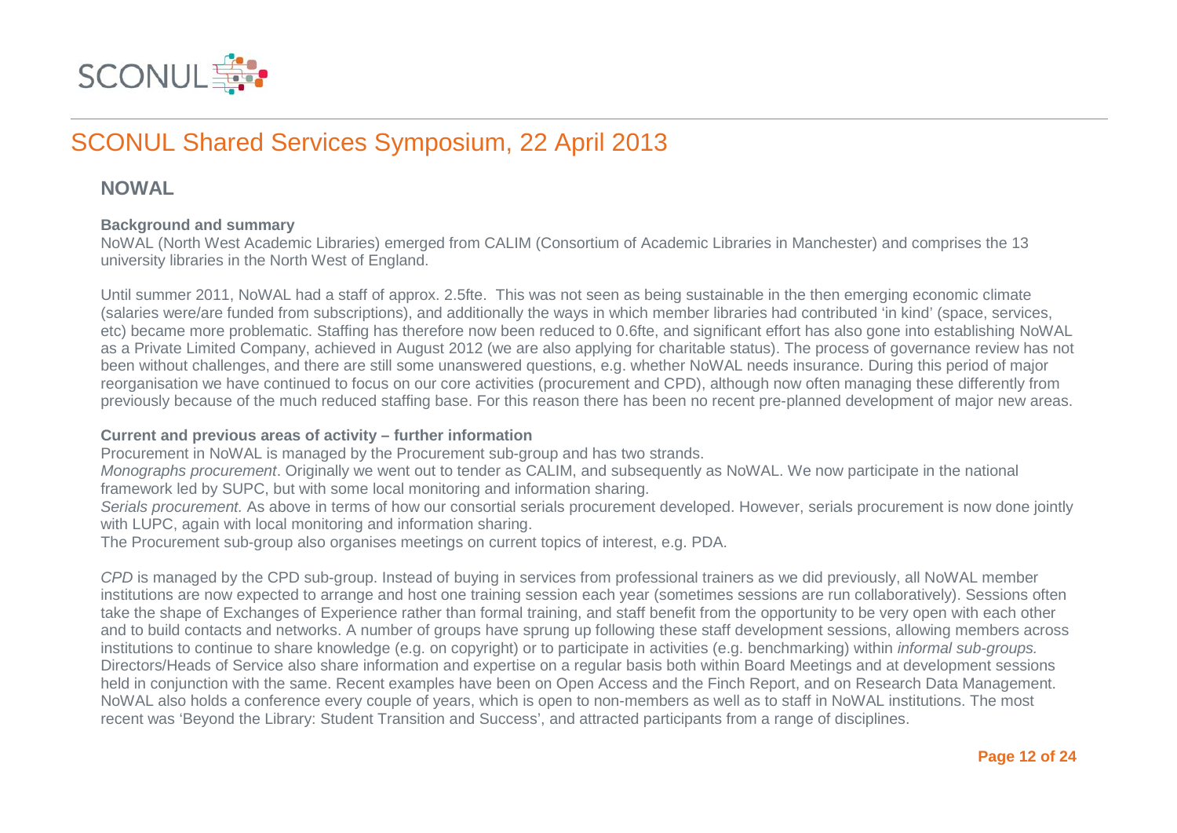# SCONUL Shared Services Symposium, 22 April 2013

## NOWAL

**Background and summary**

NoWAL (North West Academic Libraries) emerged from CALIM (Consortium of Academic Libraries in Manchester) and comprises the 13 university libraries in the North West of England.

Until summer 2011, NoWAL had a staff of approx. 2.5fte. This was not seen as being sustainable in the then emerging economic climate (salaries were/are funded from subscriptions), and additionally the ways in which member libraries had contributed 'in kind' (space, services, etc) became more problematic. Staffing has therefore now been reduced to 0.6fte, and significant effort has also gone into establishing NoWAL as a Private Limited Company, achieved in August 2012 (we are also applying for charitable status). The process of governance review has not been without challenges, and there are still some unanswered questions, e.g. whether NoWAL needs insurance. During this period of major reorganisation we have continued to focus on our core activities (procurement and CPD), although now often managing these differently from previously because of the much reduced staffing base. For this reason there has been no recent pre-planned development of major new areas.

**Current and previous areas of activity – further information**

Procurement in NoWAL is managed by the Procurement sub-group and has two strands.

*Monographs procurement*. Originally we went out to tender as CALIM, and subsequently as NoWAL. We now participate in the national framework led by SUPC, but with some local monitoring and information sharing.

*Serials procurement.* As above in terms of how our consortial serials procurement developed. However, serials procurement is now done jointly with LUPC, again with local monitoring and information sharing.

The Procurement sub-group also organises meetings on current topics of interest, e.g. PDA.

*CPD* is managed by the CPD sub-group. Instead of buying in services from professional trainers as we did previously, all NoWAL member institutions are now expected to arrange and host one training session each year (sometimes sessions are run collaboratively). Sessions often take the shape of Exchanges of Experience rather than formal training, and staff benefit from the opportunity to be very open with each other and to build contacts and networks. A number of groups have sprung up following these staff development sessions, allowing members across institutions to continue to share knowledge (e.g. on copyright) or to participate in activities (e.g. benchmarking) within *informal sub-groups.* Directors/Heads of Service also share information and expertise on a regular basis both within Board Meetings and at development sessions held in conjunction with the same. Recent examples have been on Open Access and the Finch Report, and on Research Data Management. NoWAL also holds a conference every couple of years, which is open to non-members as well as to staff in NoWAL institutions. The most recent was 'Beyond the Library: Student Transition and Success', and attracted participants from a range of disciplines.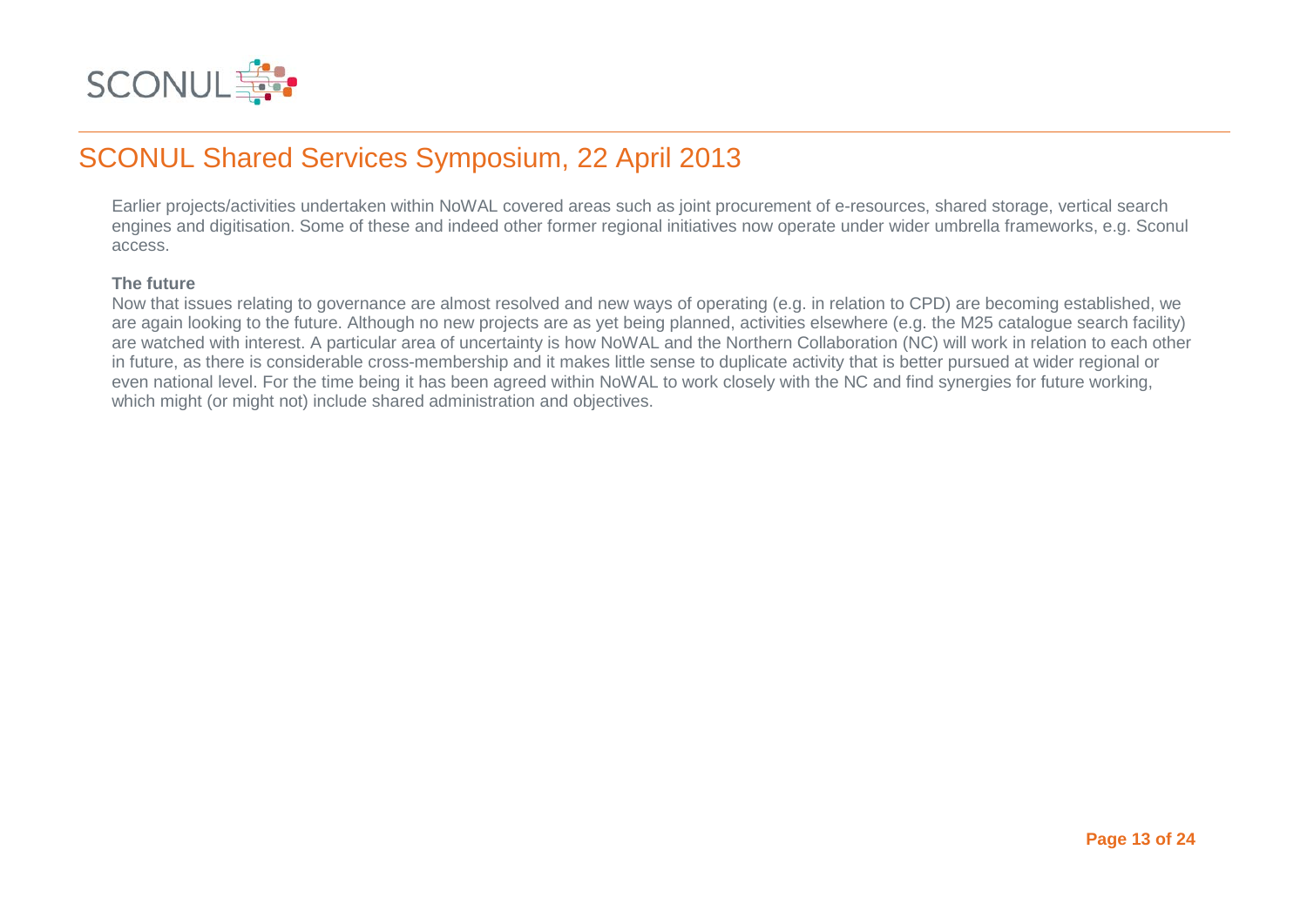Earlier projects/activities undertaken within NoWAL covered areas such as joint procurement of e-resources, shared storage, vertical search engines and digitisation. Some of these and indeed other former regional initiatives now operate under wider umbrella frameworks, e.g. Sconul access.

**The future**

Now that issues relating to governance are almost resolved and new ways of operating (e.g. in relation to CPD) are becoming established, we are again looking to the future. Although no new projects are as yet being planned, activities elsewhere (e.g. the M25 catalogue search facility) are watched with interest. A particular area of uncertainty is how NoWAL and the Northern Collaboration (NC) will work in relation to each other in future, as there is considerable cross-membership and it makes little sense to duplicate activity that is better pursued at wider regional or even national level. For the time being it has been agreed within NoWAL to work closely with the NC and find synergies for future working, which might (or might not) include shared administration and objectives.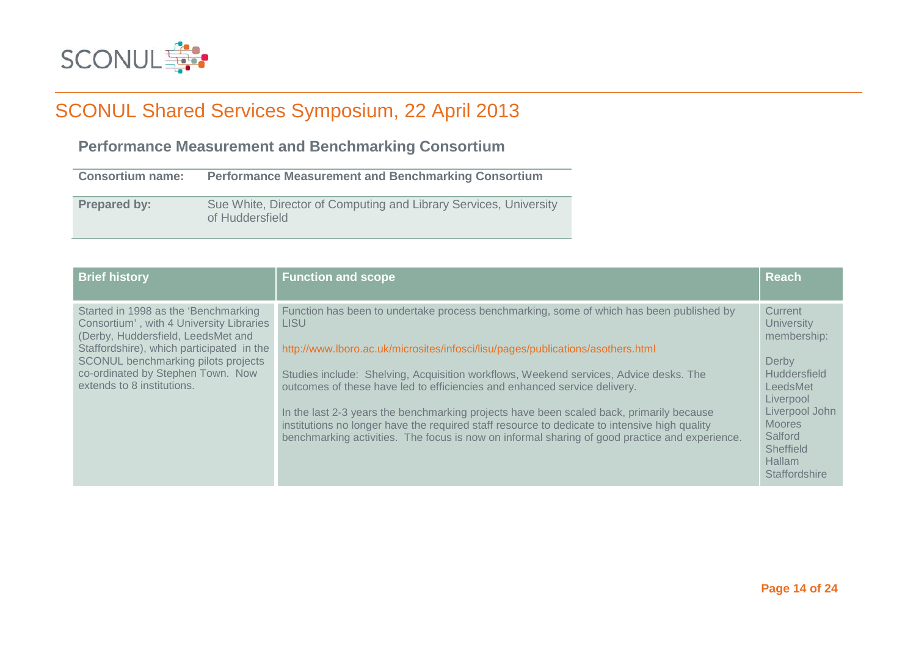# SCONUL Shared Services Symposium, 22 April 2013

## Performance Measurement and Benchmarking Consortium

| Consortium name: | Performance Measurement and Benchmarking Consortium |
|---|---|
| Prepared by: | Sue White, Director of Computing and Library Services, University of Huddersfield |

| Brief history | Function and scope | Reach |
|---|---|---|
| Started in 1998 as the 'Benchmarking Consortium' , with 4 University Libraries (Derby, Huddersfield, LeedsMet and Staffordshire), which participated in the SCONUL benchmarking pilots projects co-ordinated by Stephen Town. Now extends to 8 institutions. | Function has been to undertake process benchmarking, some of which has been published by LISU<br><br>http://www.lboro.ac.uk/microsites/infosci/lisu/pages/publications/asothers.html<br><br>Studies include: Shelving, Acquisition workflows, Weekend services, Advice desks. The outcomes of these have led to efficiencies and enhanced service delivery.<br><br>In the last 2-3 years the benchmarking projects have been scaled back, primarily because institutions no longer have the required staff resource to dedicate to intensive high quality benchmarking activities. The focus is now on informal sharing of good practice and experience. | Current University membership:<br><br>Derby<br>Huddersfield<br>LeedsMet<br>Liverpool<br>Liverpool John Moores<br>Salford<br>Sheffield Hallam<br>Staffordshire |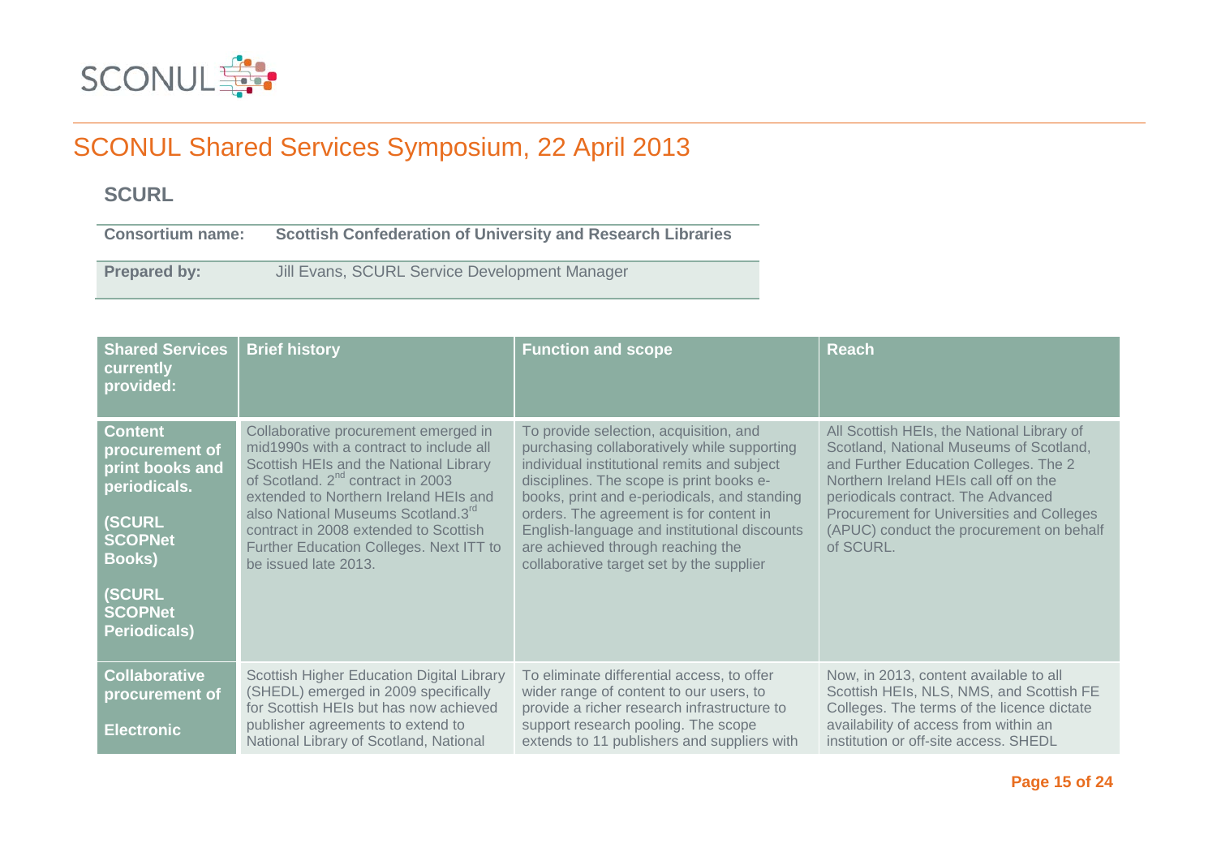## SCONUL Shared Services Symposium, 22 April 2013

### SCURL

| Consortium name: | Scottish Confederation of University and Research Libraries |
|---|---|
| Prepared by: | Jill Evans, SCURL Service Development Manager |

| Shared Services currently provided: | Brief history | Function and scope | Reach |
|---|---|---|---|
| **Content procurement of print books and periodicals.**<br><br>**(SCURL SCOPNet Books)**<br><br>**(SCURL SCOPNet Periodicals)** | Collaborative procurement emerged in mid1990s with a contract to include all Scottish HEIs and the National Library of Scotland. 2nd contract in 2003 extended to Northern Ireland HEIs and also National Museums Scotland.3rd contract in 2008 extended to Scottish Further Education Colleges. Next ITT to be issued late 2013. | To provide selection, acquisition, and purchasing collaboratively while supporting individual institutional remits and subject disciplines. The scope is print books e-books, print and e-periodicals, and standing orders. The agreement is for content in English-language and institutional discounts are achieved through reaching the collaborative target set by the supplier | All Scottish HEIs, the National Library of Scotland, National Museums of Scotland, and Further Education Colleges. The 2 Northern Ireland HEIs call off on the periodicals contract. The Advanced Procurement for Universities and Colleges (APUC) conduct the procurement on behalf of SCURL. |
| **Collaborative procurement of**<br><br>**Electronic** | Scottish Higher Education Digital Library (SHEDL) emerged in 2009 specifically for Scottish HEIs but has now achieved publisher agreements to extend to National Library of Scotland, National | To eliminate differential access, to offer wider range of content to our users, to provide a richer research infrastructure to support research pooling. The scope extends to 11 publishers and suppliers with | Now, in 2013, content available to all Scottish HEIs, NLS, NMS, and Scottish FE Colleges. The terms of the licence dictate availability of access from within an institution or off-site access. SHEDL |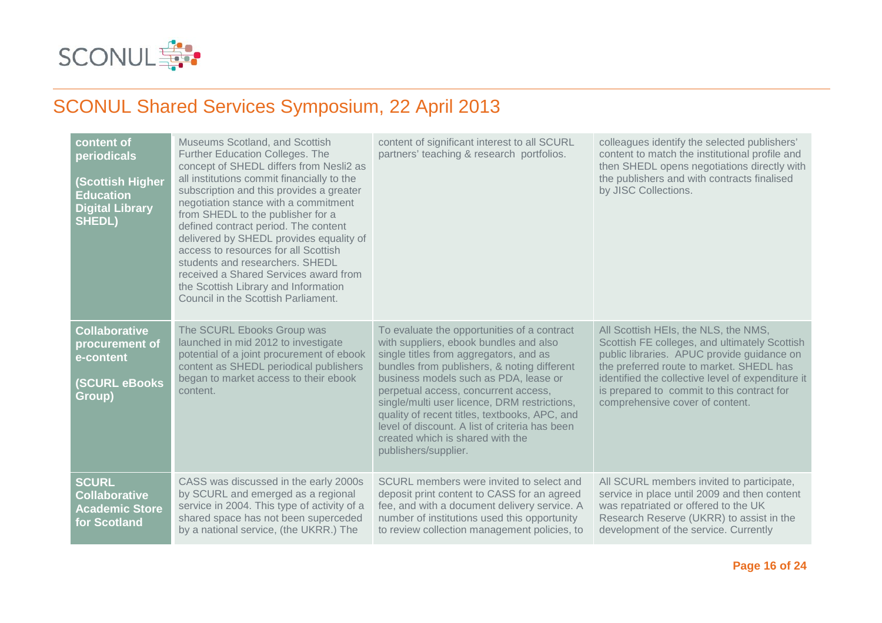## SCONUL Shared Services Symposium, 22 April 2013

| | | | |
|---|---|---|---|
| **content of periodicals**<br><br>**(Scottish Higher Education Digital Library SHEDL)** | Museums Scotland, and Scottish Further Education Colleges. The concept of SHEDL differs from Nesli2 as all institutions commit financially to the subscription and this provides a greater negotiation stance with a commitment from SHEDL to the publisher for a defined contract period. The content delivered by SHEDL provides equality of access to resources for all Scottish students and researchers. SHEDL received a Shared Services award from the Scottish Library and Information Council in the Scottish Parliament. | content of significant interest to all SCURL partners' teaching & research portfolios. | colleagues identify the selected publishers' content to match the institutional profile and then SHEDL opens negotiations directly with the publishers and with contracts finalised by JISC Collections. |
| **Collaborative procurement of e-content**<br><br>**(SCURL eBooks Group)** | The SCURL Ebooks Group was launched in mid 2012 to investigate potential of a joint procurement of ebook content as SHEDL periodical publishers began to market access to their ebook content. | To evaluate the opportunities of a contract with suppliers, ebook bundles and also single titles from aggregators, and as bundles from publishers, & noting different business models such as PDA, lease or perpetual access, concurrent access, single/multi user licence, DRM restrictions, quality of recent titles, textbooks, APC, and level of discount. A list of criteria has been created which is shared with the publishers/supplier. | All Scottish HEIs, the NLS, the NMS, Scottish FE colleges, and ultimately Scottish public libraries. APUC provide guidance on the preferred route to market. SHEDL has identified the collective level of expenditure it is prepared to commit to this contract for comprehensive cover of content. |
| **SCURL Collaborative Academic Store for Scotland** | CASS was discussed in the early 2000s by SCURL and emerged as a regional service in 2004. This type of activity of a shared space has not been superceded by a national service, (the UKRR.) The | SCURL members were invited to select and deposit print content to CASS for an agreed fee, and with a document delivery service. A number of institutions used this opportunity to review collection management policies, to | All SCURL members invited to participate, service in place until 2009 and then content was repatriated or offered to the UK Research Reserve (UKRR) to assist in the development of the service. Currently |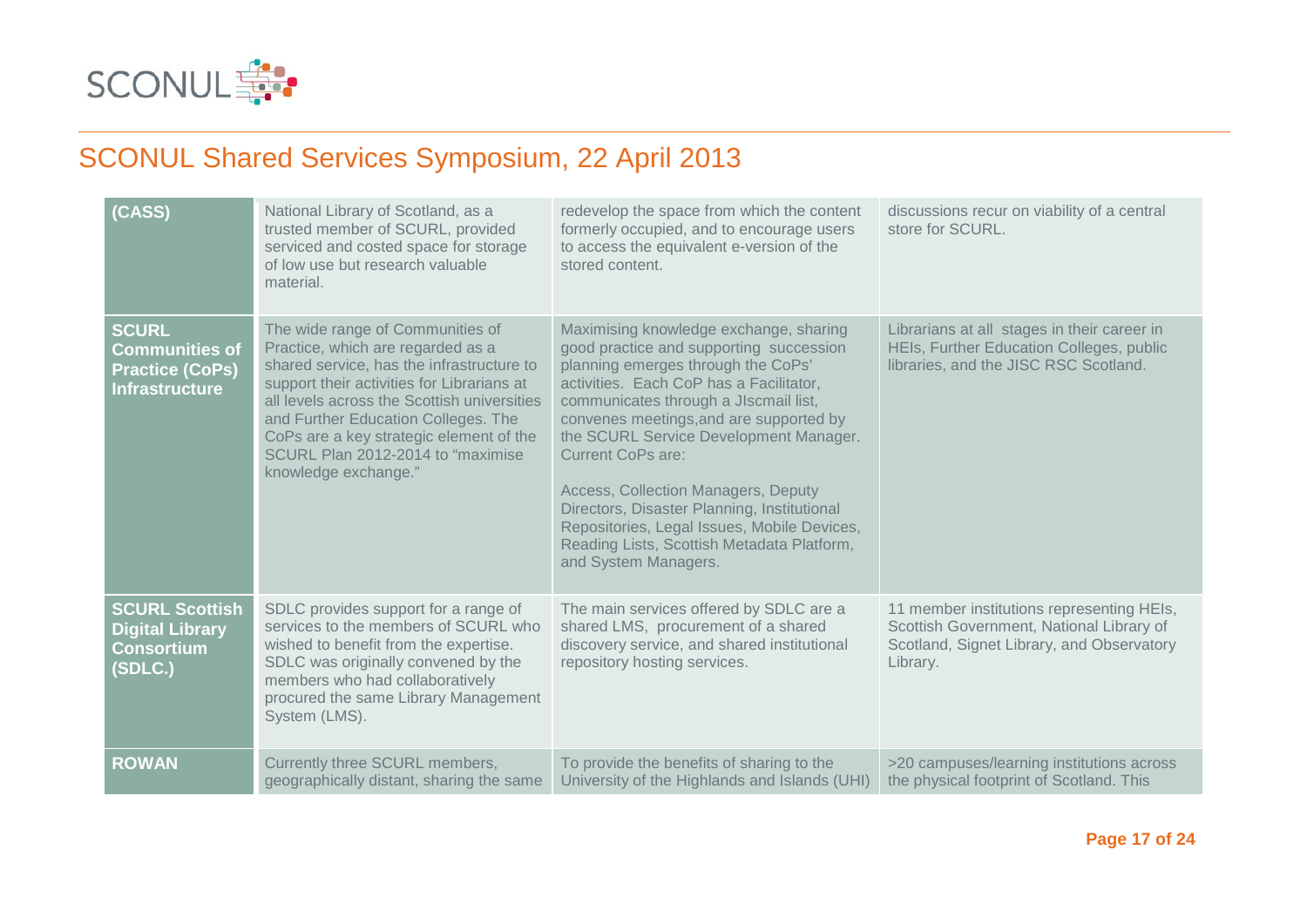## SCONUL Shared Services Symposium, 22 April 2013

| | | | |
|---|---|---|---|
| **(CASS)** | National Library of Scotland, as a trusted member of SCURL, provided serviced and costed space for storage of low use but research valuable material. | redevelop the space from which the content formerly occupied, and to encourage users to access the equivalent e-version of the stored content. | discussions recur on viability of a central store for SCURL. |
| **SCURL Communities of Practice (CoPs) Infrastructure** | The wide range of Communities of Practice, which are regarded as a shared service, has the infrastructure to support their activities for Librarians at all levels across the Scottish universities and Further Education Colleges. The CoPs are a key strategic element of the SCURL Plan 2012-2014 to "maximise knowledge exchange." | Maximising knowledge exchange, sharing good practice and supporting succession planning emerges through the CoPs' activities. Each CoP has a Facilitator, communicates through a JIscmail list, convenes meetings,and are supported by the SCURL Service Development Manager. Current CoPs are:<br><br>Access, Collection Managers, Deputy Directors, Disaster Planning, Institutional Repositories, Legal Issues, Mobile Devices, Reading Lists, Scottish Metadata Platform, and System Managers. | Librarians at all stages in their career in HEIs, Further Education Colleges, public libraries, and the JISC RSC Scotland. |
| **SCURL Scottish Digital Library Consortium (SDLC.)** | SDLC provides support for a range of services to the members of SCURL who wished to benefit from the expertise. SDLC was originally convened by the members who had collaboratively procured the same Library Management System (LMS). | The main services offered by SDLC are a shared LMS, procurement of a shared discovery service, and shared institutional repository hosting services. | 11 member institutions representing HEIs, Scottish Government, National Library of Scotland, Signet Library, and Observatory Library. |
| **ROWAN** | Currently three SCURL members, geographically distant, sharing the same | To provide the benefits of sharing to the University of the Highlands and Islands (UHI) | >20 campuses/learning institutions across the physical footprint of Scotland. This |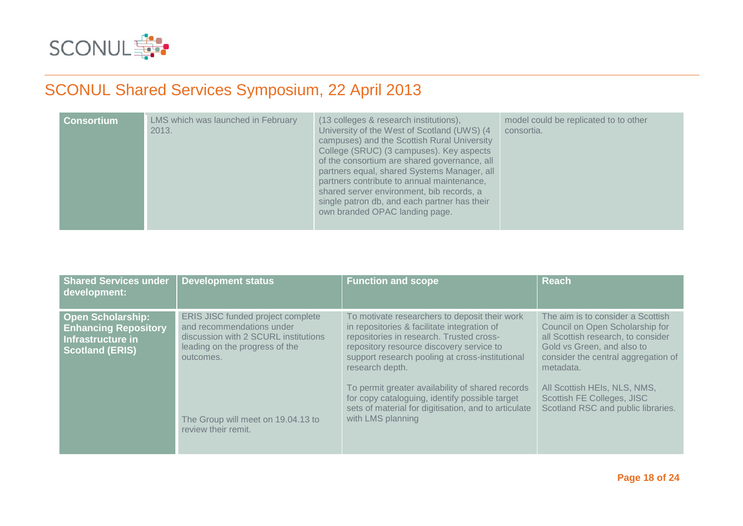## SCONUL Shared Services Symposium, 22 April 2013

| **Consortium** | LMS which was launched in February 2013. | (13 colleges & research institutions), University of the West of Scotland (UWS) (4 campuses) and the Scottish Rural University College (SRUC) (3 campuses). Key aspects of the consortium are shared governance, all partners equal, shared Systems Manager, all partners contribute to annual maintenance, shared server environment, bib records, a single patron db, and each partner has their own branded OPAC landing page. | model could be replicated to to other consortia. |
|---|---|---|---|

| **Shared Services under development:** | **Development status** | **Function and scope** | **Reach** |
|---|---|---|---|
| **Open Scholarship: Enhancing Repository Infrastructure in Scotland (ERIS)** | ERIS JISC funded project complete and recommendations under discussion with 2 SCURL institutions leading on the progress of the outcomes. | To motivate researchers to deposit their work in repositories & facilitate integration of repositories in research. Trusted cross-repository resource discovery service to support research pooling at cross-institutional research depth. | The aim is to consider a Scottish Council on Open Scholarship for all Scottish research, to consider Gold vs Green, and also to consider the central aggregation of metadata. |
| | The Group will meet on 19.04.13 to review their remit. | To permit greater availability of shared records for copy cataloguing, identify possible target sets of material for digitisation, and to articulate with LMS planning | All Scottish HEIs, NLS, NMS, Scottish FE Colleges, JISC Scotland RSC and public libraries. |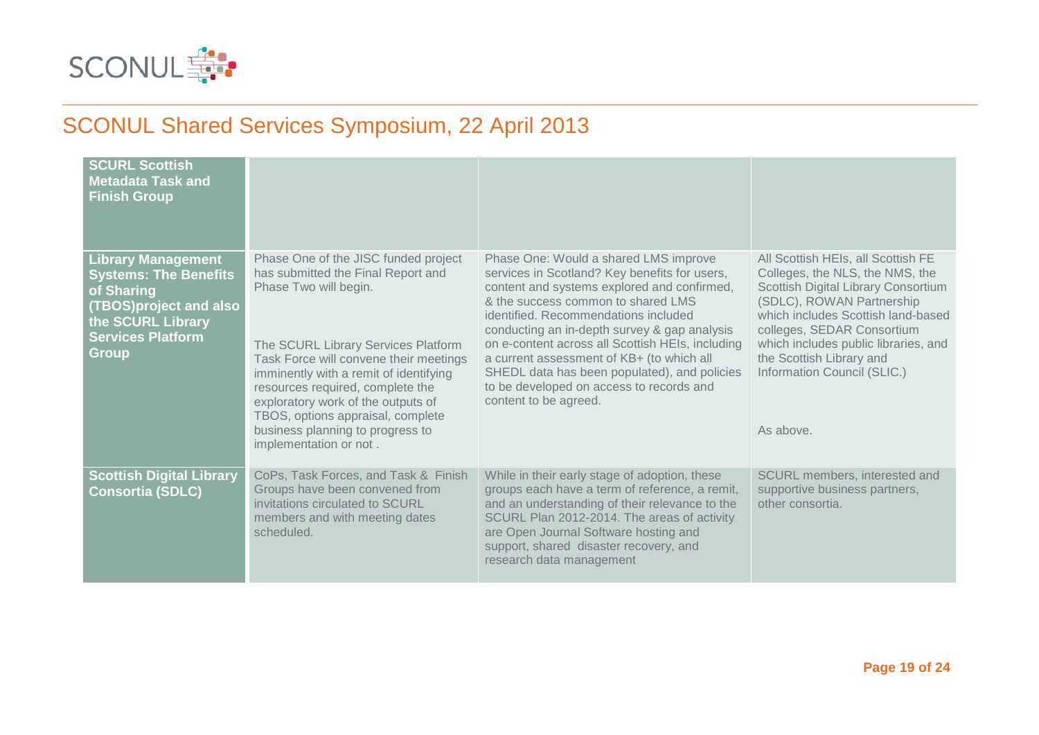## SCONUL Shared Services Symposium, 22 April 2013

| | | | |
|---|---|---|---|
| **SCURL Scottish Metadata Task and Finish Group** | | | |
| **Library Management Systems: The Benefits of Sharing (TBOS)project and also the SCURL Library Services Platform Group** | Phase One of the JISC funded project has submitted the Final Report and Phase Two will begin.<br><br>The SCURL Library Services Platform Task Force will convene their meetings imminently with a remit of identifying resources required, complete the exploratory work of the outputs of TBOS, options appraisal, complete business planning to progress to implementation or not . | Phase One: Would a shared LMS improve services in Scotland? Key benefits for users, content and systems explored and confirmed, & the success common to shared LMS identified. Recommendations included conducting an in-depth survey & gap analysis on e-content across all Scottish HEIs, including a current assessment of KB+ (to which all SHEDL data has been populated), and policies to be developed on access to records and content to be agreed. | All Scottish HEIs, all Scottish FE Colleges, the NLS, the NMS, the Scottish Digital Library Consortium (SDLC), ROWAN Partnership which includes Scottish land-based colleges, SEDAR Consortium which includes public libraries, and the Scottish Library and Information Council (SLIC.)<br><br>As above. |
| **Scottish Digital Library Consortia (SDLC)** | CoPs, Task Forces, and Task & Finish Groups have been convened from invitations circulated to SCURL members and with meeting dates scheduled. | While in their early stage of adoption, these groups each have a term of reference, a remit, and an understanding of their relevance to the SCURL Plan 2012-2014. The areas of activity are Open Journal Software hosting and support, shared disaster recovery, and research data management | SCURL members, interested and supportive business partners, other consortia. |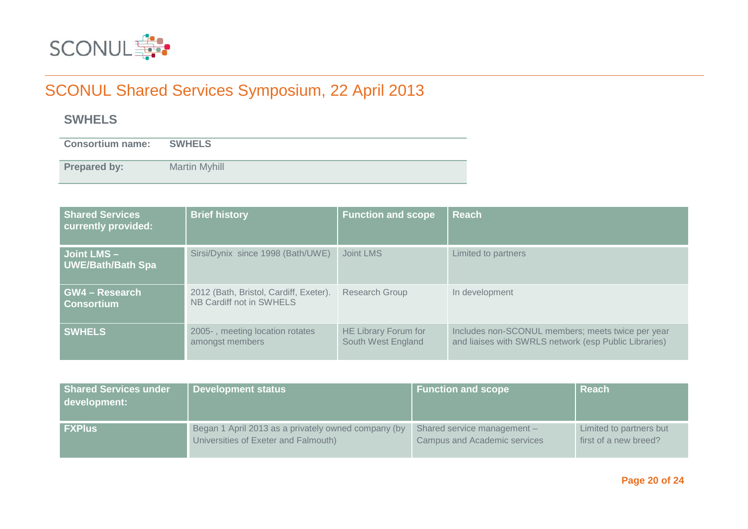## SCONUL Shared Services Symposium, 22 April 2013

### SWHELS

| Consortium name: | SWHELS |
|---|---|
| Prepared by: | Martin Myhill |

| Shared Services currently provided: | Brief history | Function and scope | Reach |
|---|---|---|---|
| Joint LMS – UWE/Bath/Bath Spa | Sirsi/Dynix since 1998 (Bath/UWE) | Joint LMS | Limited to partners |
| GW4 – Research Consortium | 2012 (Bath, Bristol, Cardiff, Exeter). NB Cardiff not in SWHELS | Research Group | In development |
| SWHELS | 2005- , meeting location rotates amongst members | HE Library Forum for South West England | Includes non-SCONUL members; meets twice per year and liaises with SWRLS network (esp Public Libraries) |

| Shared Services under development: | Development status | Function and scope | Reach |
|---|---|---|---|
| FXPlus | Began 1 April 2013 as a privately owned company (by Universities of Exeter and Falmouth) | Shared service management – Campus and Academic services | Limited to partners but first of a new breed? |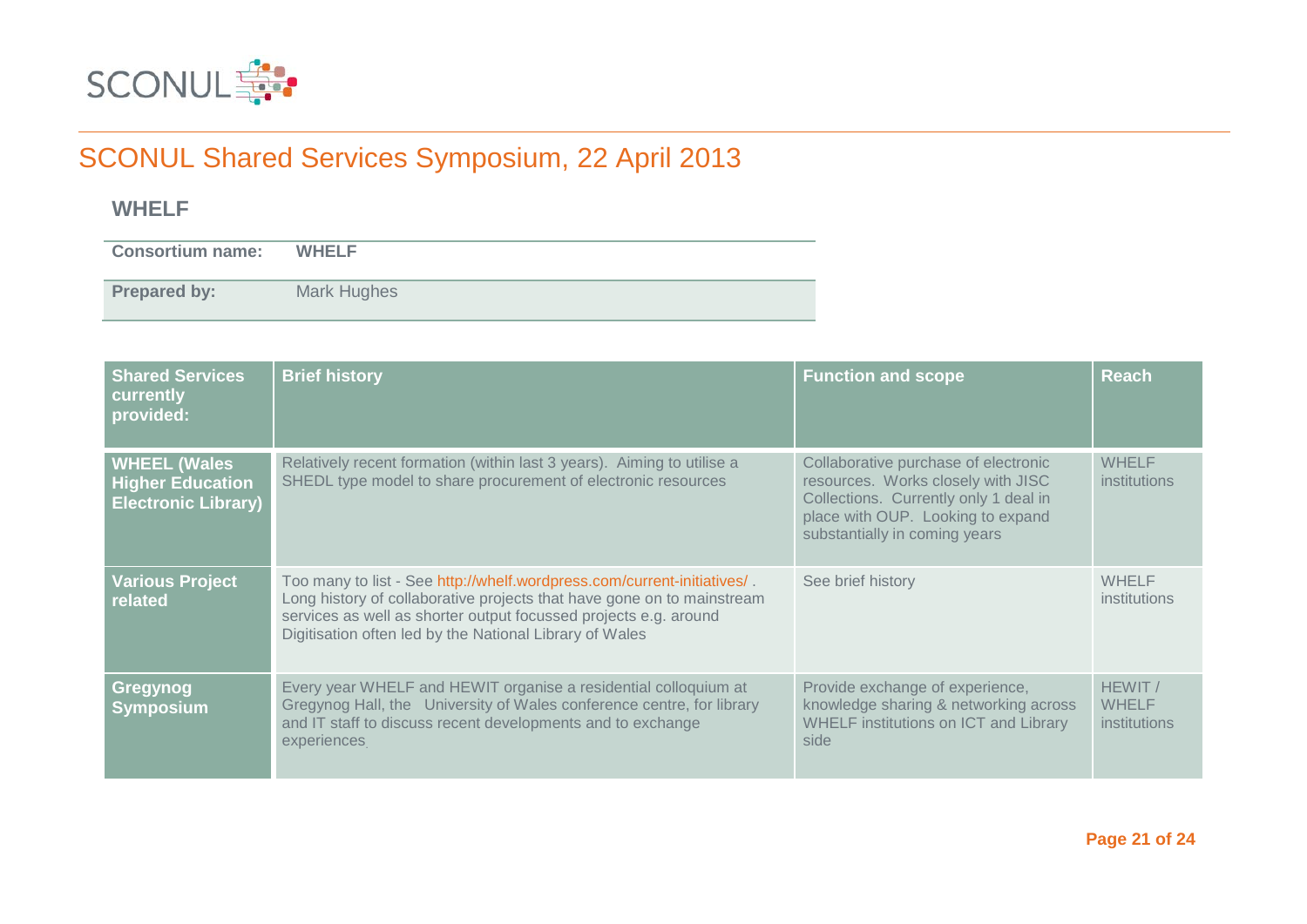# SCONUL Shared Services Symposium, 22 April 2013

## WHELF

| **Consortium name:** | **WHELF** |
| --- | --- |
| **Prepared by:** | Mark Hughes |

| Shared Services currently provided: | Brief history | Function and scope | Reach |
| --- | --- | --- | --- |
| **WHEEL (Wales Higher Education Electronic Library)** | Relatively recent formation (within last 3 years). Aiming to utilise a SHEDL type model to share procurement of electronic resources | Collaborative purchase of electronic resources. Works closely with JISC Collections. Currently only 1 deal in place with OUP. Looking to expand substantially in coming years | WHELF institutions |
| **Various Project related** | Too many to list - See http://whelf.wordpress.com/current-initiatives/ . Long history of collaborative projects that have gone on to mainstream services as well as shorter output focussed projects e.g. around Digitisation often led by the National Library of Wales | See brief history | WHELF institutions |
| **Gregynog Symposium** | Every year WHELF and HEWIT organise a residential colloquium at Gregynog Hall, the University of Wales conference centre, for library and IT staff to discuss recent developments and to exchange experiences. | Provide exchange of experience, knowledge sharing & networking across WHELF institutions on ICT and Library side | HEWIT / WHELF institutions |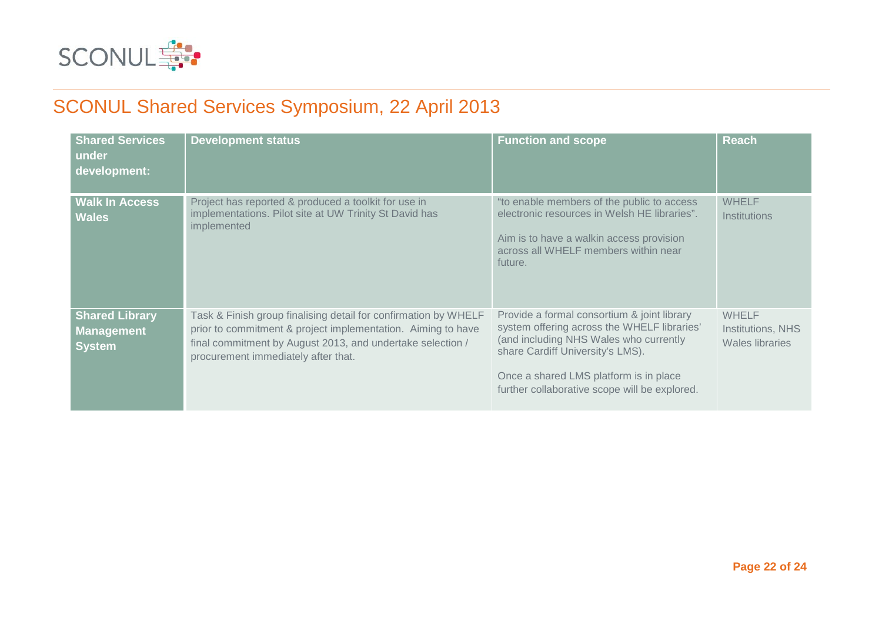## SCONUL Shared Services Symposium, 22 April 2013

| Shared Services under development: | Development status | Function and scope | Reach |
|---|---|---|---|
| **Walk In Access Wales** | Project has reported & produced a toolkit for use in implementations. Pilot site at UW Trinity St David has implemented | "to enable members of the public to access electronic resources in Welsh HE libraries". <br><br> Aim is to have a walkin access provision across all WHELF members within near future. | WHELF Institutions |
| **Shared Library Management System** | Task & Finish group finalising detail for confirmation by WHELF prior to commitment & project implementation. Aiming to have final commitment by August 2013, and undertake selection / procurement immediately after that. | Provide a formal consortium & joint library system offering across the WHELF libraries' (and including NHS Wales who currently share Cardiff University's LMS). <br><br> Once a shared LMS platform is in place further collaborative scope will be explored. | WHELF Institutions, NHS Wales libraries |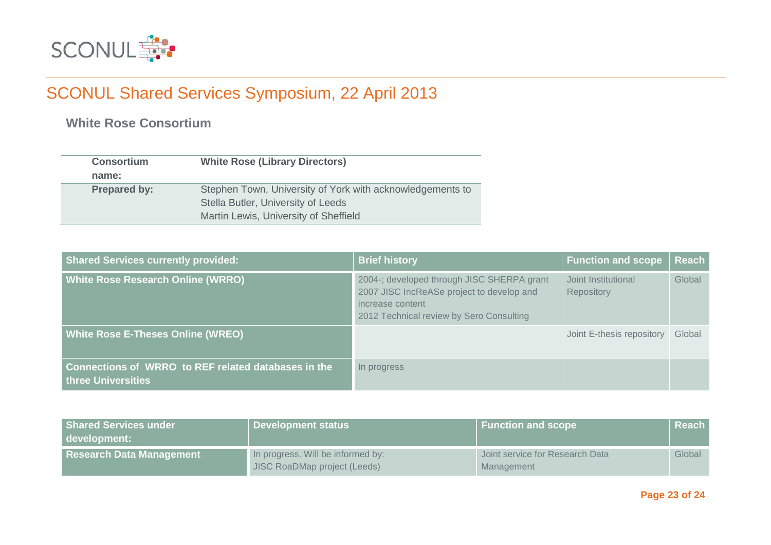# SCONUL Shared Services Symposium, 22 April 2013

## White Rose Consortium

| **Consortium name:** | **White Rose (Library Directors)** |
|---|---|
| **Prepared by:** | Stephen Town, University of York with acknowledgements to Stella Butler, University of Leeds Martin Lewis, University of Sheffield |

| Shared Services currently provided: | Brief history | Function and scope | Reach |
|---|---|---|---|
| **White Rose Research Online (WRRO)** | 2004-; developed through JISC SHERPA grant 2007 JISC IncReASe project to develop and increase content 2012 Technical review by Sero Consulting | Joint Institutional Repository | Global |
| **White Rose E-Theses Online (WREO)** | | Joint E-thesis repository | Global |
| **Connections of WRRO to REF related databases in the three Universities** | In progress | | |

| Shared Services under development: | Development status | Function and scope | Reach |
|---|---|---|---|
| **Research Data Management** | In progress. Will be informed by: JISC RoaDMap project (Leeds) | Joint service for Research Data Management | Global |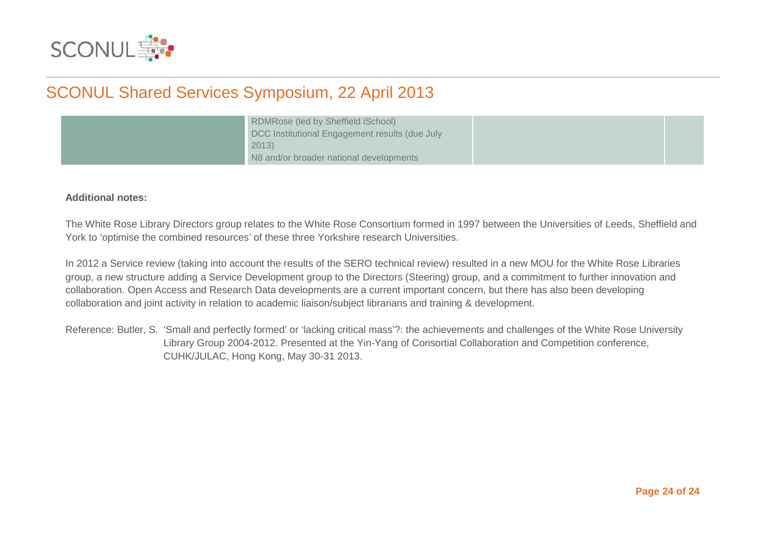## SCONUL Shared Services Symposium, 22 April 2013

| | | | |
|---|---|---|---|
| | RDMRose (led by Sheffield iSchool)<br>DCC Institutional Engagement results (due July 2013)<br>N8 and/or broader national developments | | |

**Additional notes:**

The White Rose Library Directors group relates to the White Rose Consortium formed in 1997 between the Universities of Leeds, Sheffield and York to 'optimise the combined resources' of these three Yorkshire research Universities.

In 2012 a Service review (taking into account the results of the SERO technical review) resulted in a new MOU for the White Rose Libraries group, a new structure adding a Service Development group to the Directors (Steering) group, and a commitment to further innovation and collaboration. Open Access and Research Data developments are a current important concern, but there has also been developing collaboration and joint activity in relation to academic liaison/subject librarians and training & development.

Reference: Butler, S. 'Small and perfectly formed' or 'lacking critical mass'?: the achievements and challenges of the White Rose University Library Group 2004-2012. Presented at the Yin-Yang of Consortial Collaboration and Competition conference, CUHK/JULAC, Hong Kong, May 30-31 2013.